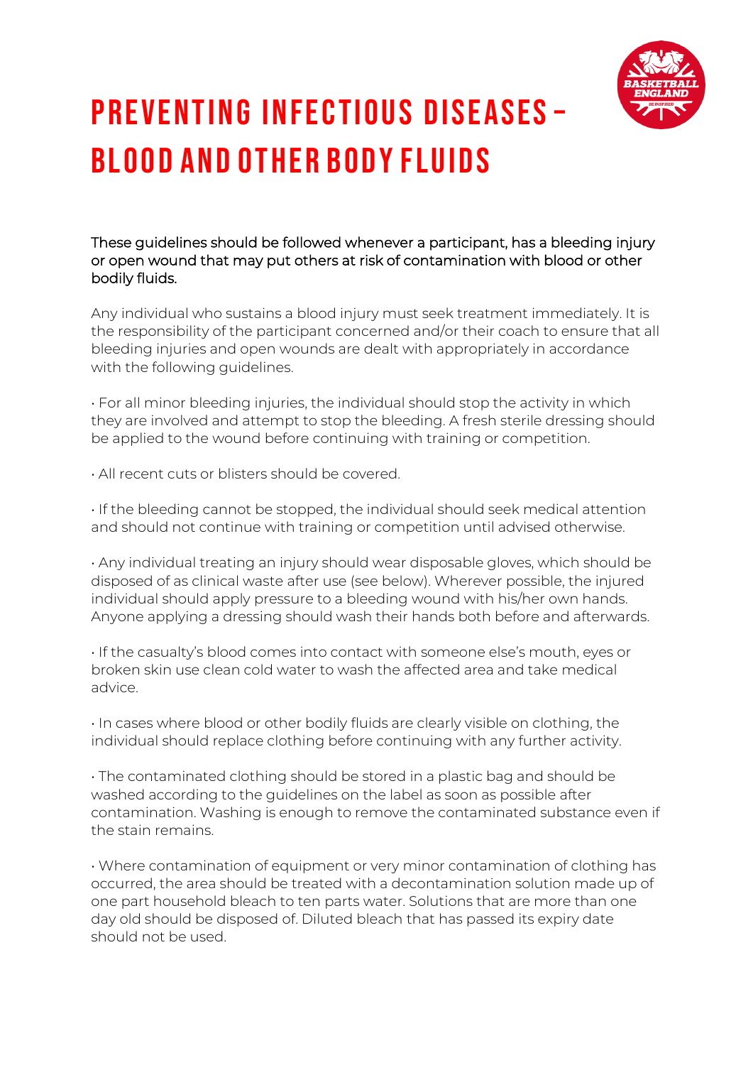# PREVENTING INFECTIOUS DISEASES – BLOOD AND OTHER BODY FLUIDS

These guidelines should be followed whenever a participant, has a bleeding injury or open wound that may put others at risk of contamination with blood or other bodily fluids.

Any individual who sustains a blood injury must seek treatment immediately. It is the responsibility of the participant concerned and/or their coach to ensure that all bleeding injuries and open wounds are dealt with appropriately in accordance with the following guidelines.

- For all minor bleeding injuries, the individual should stop the activity in which they are involved and attempt to stop the bleeding. A fresh sterile dressing should be applied to the wound before continuing with training or competition.

- All recent cuts or blisters should be covered.

- If the bleeding cannot be stopped, the individual should seek medical attention and should not continue with training or competition until advised otherwise.

- Any individual treating an injury should wear disposable gloves, which should be disposed of as clinical waste after use (see below). Wherever possible, the injured individual should apply pressure to a bleeding wound with his/her own hands. Anyone applying a dressing should wash their hands both before and afterwards.

- If the casualty's blood comes into contact with someone else's mouth, eyes or broken skin use clean cold water to wash the affected area and take medical advice.

- In cases where blood or other bodily fluids are clearly visible on clothing, the individual should replace clothing before continuing with any further activity.

- The contaminated clothing should be stored in a plastic bag and should be washed according to the guidelines on the label as soon as possible after contamination. Washing is enough to remove the contaminated substance even if the stain remains.

- Where contamination of equipment or very minor contamination of clothing has occurred, the area should be treated with a decontamination solution made up of one part household bleach to ten parts water. Solutions that are more than one day old should be disposed of. Diluted bleach that has passed its expiry date should not be used.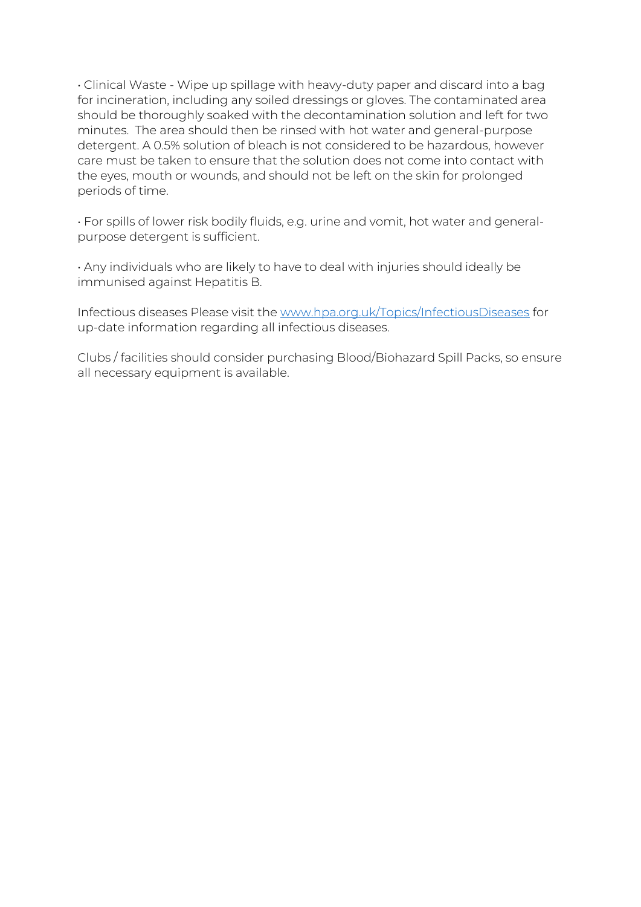- Clinical Waste - Wipe up spillage with heavy-duty paper and discard into a bag for incineration, including any soiled dressings or gloves. The contaminated area should be thoroughly soaked with the decontamination solution and left for two minutes. The area should then be rinsed with hot water and general-purpose detergent. A 0.5% solution of bleach is not considered to be hazardous, however care must be taken to ensure that the solution does not come into contact with the eyes, mouth or wounds, and should not be left on the skin for prolonged periods of time.

- For spills of lower risk bodily fluids, e.g. urine and vomit, hot water and general-purpose detergent is sufficient.

- Any individuals who are likely to have to deal with injuries should ideally be immunised against Hepatitis B.

Infectious diseases Please visit the [www.hpa.org.uk/Topics/InfectiousDiseases](www.hpa.org.uk/Topics/InfectiousDiseases) for up-date information regarding all infectious diseases.

Clubs / facilities should consider purchasing Blood/Biohazard Spill Packs, so ensure all necessary equipment is available.